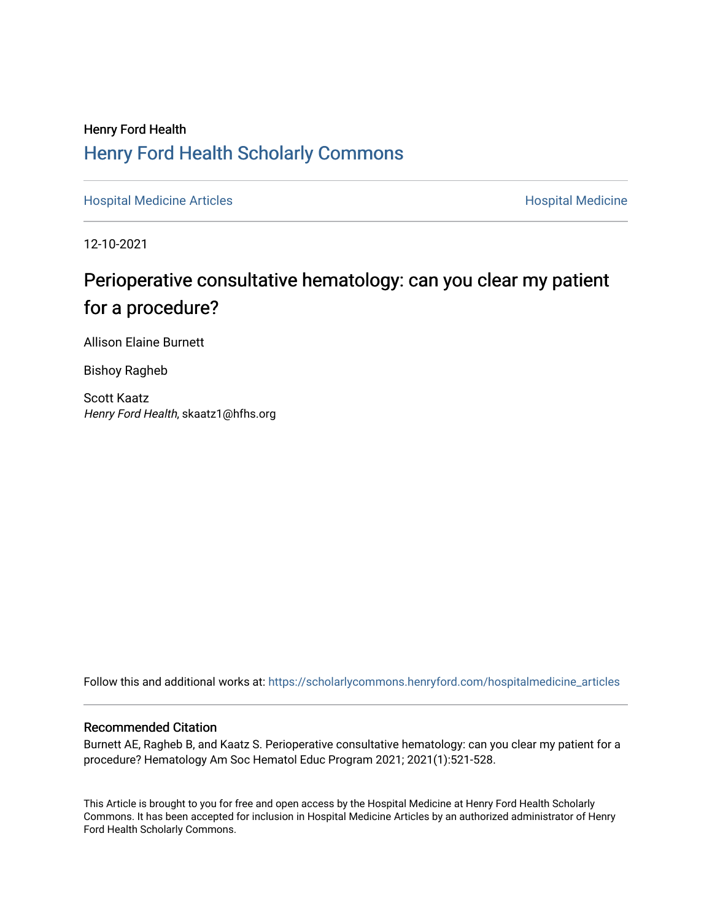Henry Ford Health

# Henry Ford Health Scholarly Commons

Hospital Medicine Articles | Hospital Medicine

12-10-2021

# Perioperative consultative hematology: can you clear my patient for a procedure?

Allison Elaine Burnett

Bishoy Ragheb

Scott Kaatz
*Henry Ford Health*, skaatz1@hfhs.org

Follow this and additional works at: https://scholarlycommons.henryford.com/hospitalmedicine_articles

## Recommended Citation

Burnett AE, Ragheb B, and Kaatz S. Perioperative consultative hematology: can you clear my patient for a procedure? Hematology Am Soc Hematol Educ Program 2021; 2021(1):521-528.

This Article is brought to you for free and open access by the Hospital Medicine at Henry Ford Health Scholarly Commons. It has been accepted for inclusion in Hospital Medicine Articles by an authorized administrator of Henry Ford Health Scholarly Commons.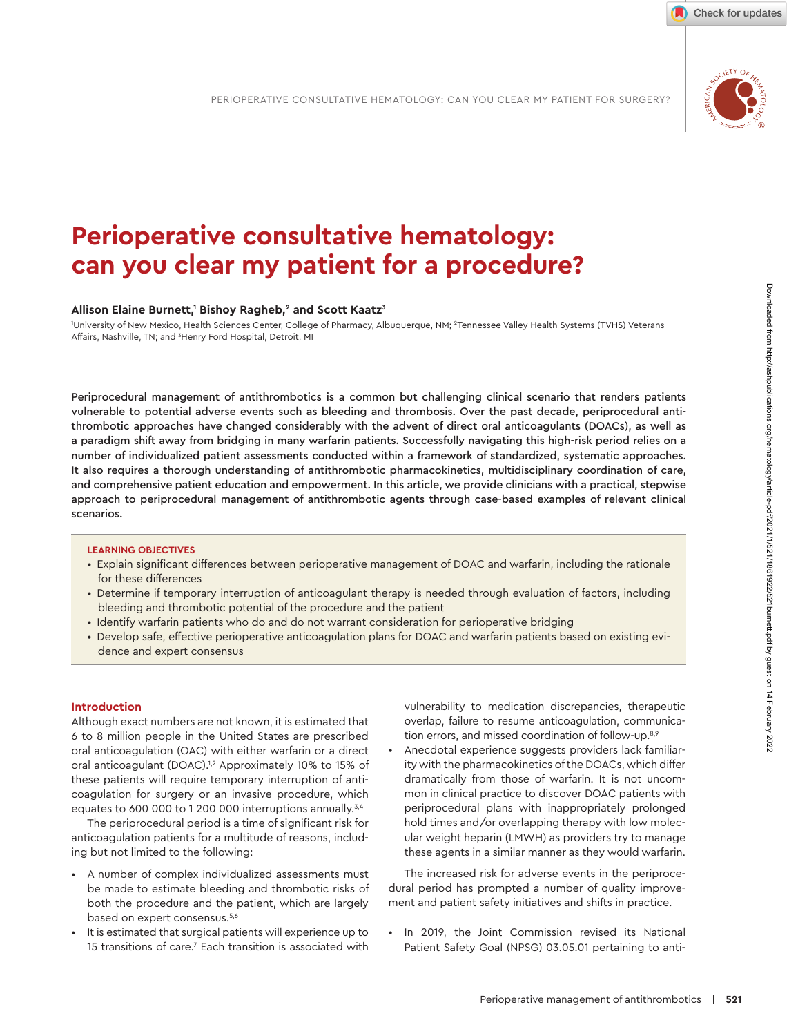# Perioperative consultative hematology: can you clear my patient for a procedure?

**Allison Elaine Burnett,[1] Bishoy Ragheb,[2] and Scott Kaatz[3]**

[1]University of New Mexico, Health Sciences Center, College of Pharmacy, Albuquerque, NM; [2]Tennessee Valley Health Systems (TVHS) Veterans Affairs, Nashville, TN; and [3]Henry Ford Hospital, Detroit, MI

**Periprocedural management of antithrombotics is a common but challenging clinical scenario that renders patients vulnerable to potential adverse events such as bleeding and thrombosis. Over the past decade, periprocedural antithrombotic approaches have changed considerably with the advent of direct oral anticoagulants (DOACs), as well as a paradigm shift away from bridging in many warfarin patients. Successfully navigating this high-risk period relies on a number of individualized patient assessments conducted within a framework of standardized, systematic approaches. It also requires a thorough understanding of antithrombotic pharmacokinetics, multidisciplinary coordination of care, and comprehensive patient education and empowerment. In this article, we provide clinicians with a practical, stepwise approach to periprocedural management of antithrombotic agents through case-based examples of relevant clinical scenarios.**

**LEARNING OBJECTIVES**

- Explain significant differences between perioperative management of DOAC and warfarin, including the rationale for these differences
- Determine if temporary interruption of anticoagulant therapy is needed through evaluation of factors, including bleeding and thrombotic potential of the procedure and the patient
- Identify warfarin patients who do and do not warrant consideration for perioperative bridging
- Develop safe, effective perioperative anticoagulation plans for DOAC and warfarin patients based on existing evidence and expert consensus

## Introduction

Although exact numbers are not known, it is estimated that 6 to 8 million people in the United States are prescribed oral anticoagulation (OAC) with either warfarin or a direct oral anticoagulant (DOAC).[1,2] Approximately 10% to 15% of these patients will require temporary interruption of anticoagulation for surgery or an invasive procedure, which equates to 600 000 to 1 200 000 interruptions annually.[3,4]

The periprocedural period is a time of significant risk for anticoagulation patients for a multitude of reasons, including but not limited to the following:

- A number of complex individualized assessments must be made to estimate bleeding and thrombotic risks of both the procedure and the patient, which are largely based on expert consensus.[5,6]
- It is estimated that surgical patients will experience up to 15 transitions of care.[7] Each transition is associated with vulnerability to medication discrepancies, therapeutic overlap, failure to resume anticoagulation, communication errors, and missed coordination of follow-up.[8,9]
- Anecdotal experience suggests providers lack familiarity with the pharmacokinetics of the DOACs, which differ dramatically from those of warfarin. It is not uncommon in clinical practice to discover DOAC patients with periprocedural plans with inappropriately prolonged hold times and/or overlapping therapy with low molecular weight heparin (LMWH) as providers try to manage these agents in a similar manner as they would warfarin.

The increased risk for adverse events in the periprocedural period has prompted a number of quality improvement and patient safety initiatives and shifts in practice.

- In 2019, the Joint Commission revised its National Patient Safety Goal (NPSG) 03.05.01 pertaining to anti-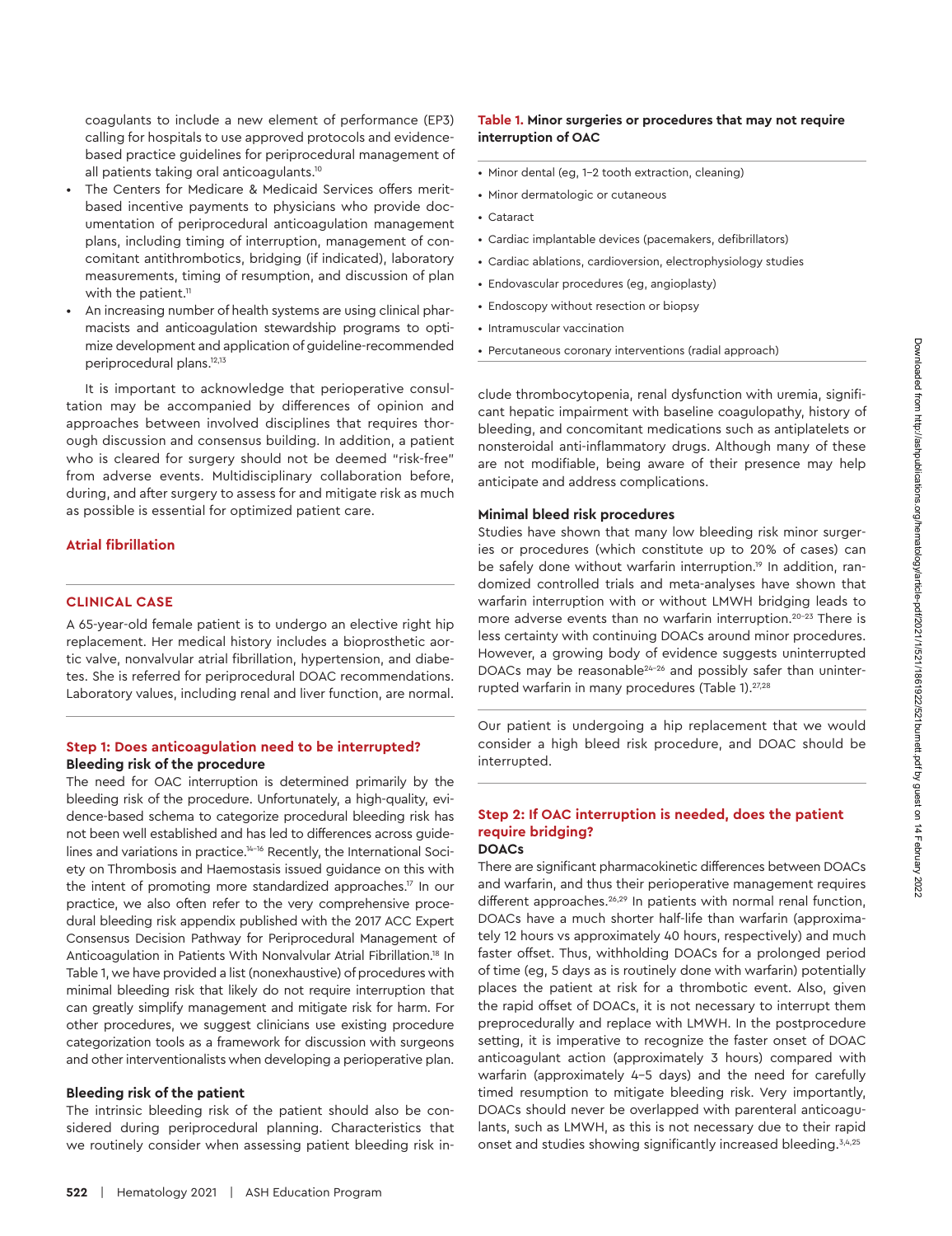coagulants to include a new element of performance (EP3) calling for hospitals to use approved protocols and evidence-based practice guidelines for periprocedural management of all patients taking oral anticoagulants.[10]

- The Centers for Medicare & Medicaid Services offers merit-based incentive payments to physicians who provide documentation of periprocedural anticoagulation management plans, including timing of interruption, management of concomitant antithrombotics, bridging (if indicated), laboratory measurements, timing of resumption, and discussion of plan with the patient.[11]
- An increasing number of health systems are using clinical pharmacists and anticoagulation stewardship programs to optimize development and application of guideline-recommended periprocedural plans.[12,13]

It is important to acknowledge that perioperative consultation may be accompanied by differences of opinion and approaches between involved disciplines that requires thorough discussion and consensus building. In addition, a patient who is cleared for surgery should not be deemed "risk-free" from adverse events. Multidisciplinary collaboration before, during, and after surgery to assess for and mitigate risk as much as possible is essential for optimized patient care.

## Atrial fibrillation

### CLINICAL CASE

A 65-year-old female patient is to undergo an elective right hip replacement. Her medical history includes a bioprosthetic aortic valve, nonvalvular atrial fibrillation, hypertension, and diabetes. She is referred for periprocedural DOAC recommendations. Laboratory values, including renal and liver function, are normal.

### Step 1: Does anticoagulation need to be interrupted?

**Bleeding risk of the procedure**

The need for OAC interruption is determined primarily by the bleeding risk of the procedure. Unfortunately, a high-quality, evidence-based schema to categorize procedural bleeding risk has not been well established and has led to differences across guidelines and variations in practice.[14–16] Recently, the International Society on Thrombosis and Haemostasis issued guidance on this with the intent of promoting more standardized approaches.[17] In our practice, we also often refer to the very comprehensive procedural bleeding risk appendix published with the 2017 ACC Expert Consensus Decision Pathway for Periprocedural Management of Anticoagulation in Patients With Nonvalvular Atrial Fibrillation.[18] In Table 1, we have provided a list (nonexhaustive) of procedures with minimal bleeding risk that likely do not require interruption that can greatly simplify management and mitigate risk for harm. For other procedures, we suggest clinicians use existing procedure categorization tools as a framework for discussion with surgeons and other interventionalists when developing a perioperative plan.

**Bleeding risk of the patient**

The intrinsic bleeding risk of the patient should also be considered during periprocedural planning. Characteristics that we routinely consider when assessing patient bleeding risk include thrombocytopenia, renal dysfunction with uremia, significant hepatic impairment with baseline coagulopathy, history of bleeding, and concomitant medications such as antiplatelets or nonsteroidal anti-inflammatory drugs. Although many of these are not modifiable, being aware of their presence may help anticipate and address complications.

**Table 1. Minor surgeries or procedures that may not require interruption of OAC**

- Minor dental (eg, 1–2 tooth extraction, cleaning)
- Minor dermatologic or cutaneous
- Cataract
- Cardiac implantable devices (pacemakers, defibrillators)
- Cardiac ablations, cardioversion, electrophysiology studies
- Endovascular procedures (eg, angioplasty)
- Endoscopy without resection or biopsy
- Intramuscular vaccination
- Percutaneous coronary interventions (radial approach)

**Minimal bleed risk procedures**

Studies have shown that many low bleeding risk minor surgeries or procedures (which constitute up to 20% of cases) can be safely done without warfarin interruption.[19] In addition, randomized controlled trials and meta-analyses have shown that warfarin interruption with or without LMWH bridging leads to more adverse events than no warfarin interruption.[20–23] There is less certainty with continuing DOACs around minor procedures. However, a growing body of evidence suggests uninterrupted DOACs may be reasonable[24–26] and possibly safer than uninterrupted warfarin in many procedures (Table 1).[27,28]

Our patient is undergoing a hip replacement that we would consider a high bleed risk procedure, and DOAC should be interrupted.

### Step 2: If OAC interruption is needed, does the patient require bridging?

**DOACs**

There are significant pharmacokinetic differences between DOACs and warfarin, and thus their perioperative management requires different approaches.[26,29] In patients with normal renal function, DOACs have a much shorter half-life than warfarin (approximately 12 hours vs approximately 40 hours, respectively) and much faster offset. Thus, withholding DOACs for a prolonged period of time (eg, 5 days as is routinely done with warfarin) potentially places the patient at risk for a thrombotic event. Also, given the rapid offset of DOACs, it is not necessary to interrupt them preprocedurally and replace with LMWH. In the postprocedure setting, it is imperative to recognize the faster onset of DOAC anticoagulant action (approximately 3 hours) compared with warfarin (approximately 4–5 days) and the need for carefully timed resumption to mitigate bleeding risk. Very importantly, DOACs should never be overlapped with parenteral anticoagulants, such as LMWH, as this is not necessary due to their rapid onset and studies showing significantly increased bleeding.[3,4,25]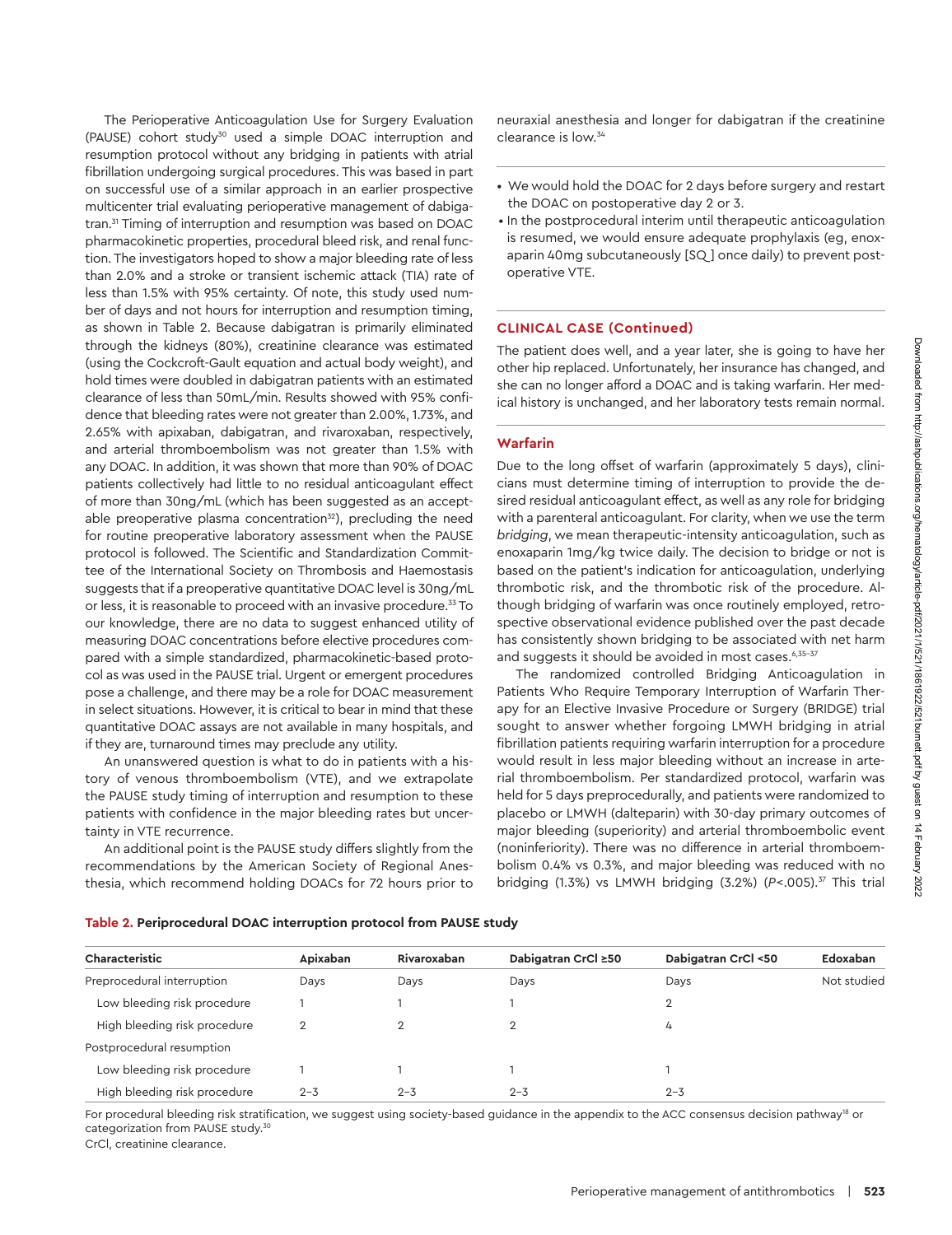The Perioperative Anticoagulation Use for Surgery Evaluation (PAUSE) cohort study[30] used a simple DOAC interruption and resumption protocol without any bridging in patients with atrial fibrillation undergoing surgical procedures. This was based in part on successful use of a similar approach in an earlier prospective multicenter trial evaluating perioperative management of dabigatran.[31] Timing of interruption and resumption was based on DOAC pharmacokinetic properties, procedural bleed risk, and renal function. The investigators hoped to show a major bleeding rate of less than 2.0% and a stroke or transient ischemic attack (TIA) rate of less than 1.5% with 95% certainty. Of note, this study used number of days and not hours for interruption and resumption timing, as shown in Table 2. Because dabigatran is primarily eliminated through the kidneys (80%), creatinine clearance was estimated (using the Cockcroft-Gault equation and actual body weight), and hold times were doubled in dabigatran patients with an estimated clearance of less than 50mL/min. Results showed with 95% confidence that bleeding rates were not greater than 2.00%, 1.73%, and 2.65% with apixaban, dabigatran, and rivaroxaban, respectively, and arterial thromboembolism was not greater than 1.5% with any DOAC. In addition, it was shown that more than 90% of DOAC patients collectively had little to no residual anticoagulant effect of more than 30ng/mL (which has been suggested as an acceptable preoperative plasma concentration[32]), precluding the need for routine preoperative laboratory assessment when the PAUSE protocol is followed. The Scientific and Standardization Committee of the International Society on Thrombosis and Haemostasis suggests that if a preoperative quantitative DOAC level is 30ng/mL or less, it is reasonable to proceed with an invasive procedure.[33] To our knowledge, there are no data to suggest enhanced utility of measuring DOAC concentrations before elective procedures compared with a simple standardized, pharmacokinetic-based protocol as was used in the PAUSE trial. Urgent or emergent procedures pose a challenge, and there may be a role for DOAC measurement in select situations. However, it is critical to bear in mind that these quantitative DOAC assays are not available in many hospitals, and if they are, turnaround times may preclude any utility.

An unanswered question is what to do in patients with a history of venous thromboembolism (VTE), and we extrapolate the PAUSE study timing of interruption and resumption to these patients with confidence in the major bleeding rates but uncertainty in VTE recurrence.

An additional point is the PAUSE study differs slightly from the recommendations by the American Society of Regional Anesthesia, which recommend holding DOACs for 72 hours prior to neuraxial anesthesia and longer for dabigatran if the creatinine clearance is low.[34]

- We would hold the DOAC for 2 days before surgery and restart the DOAC on postoperative day 2 or 3.
- In the postprocedural interim until therapeutic anticoagulation is resumed, we would ensure adequate prophylaxis (eg, enoxaparin 40mg subcutaneously [SQ] once daily) to prevent postoperative VTE.

## CLINICAL CASE (Continued)

The patient does well, and a year later, she is going to have her other hip replaced. Unfortunately, her insurance has changed, and she can no longer afford a DOAC and is taking warfarin. Her medical history is unchanged, and her laboratory tests remain normal.

## Warfarin

Due to the long offset of warfarin (approximately 5 days), clinicians must determine timing of interruption to provide the desired residual anticoagulant effect, as well as any role for bridging with a parenteral anticoagulant. For clarity, when we use the term *bridging*, we mean therapeutic-intensity anticoagulation, such as enoxaparin 1mg/kg twice daily. The decision to bridge or not is based on the patient's indication for anticoagulation, underlying thrombotic risk, and the thrombotic risk of the procedure. Although bridging of warfarin was once routinely employed, retrospective observational evidence published over the past decade has consistently shown bridging to be associated with net harm and suggests it should be avoided in most cases.[6,35-37]

The randomized controlled Bridging Anticoagulation in Patients Who Require Temporary Interruption of Warfarin Therapy for an Elective Invasive Procedure or Surgery (BRIDGE) trial sought to answer whether forgoing LMWH bridging in atrial fibrillation patients requiring warfarin interruption for a procedure would result in less major bleeding without an increase in arterial thromboembolism. Per standardized protocol, warfarin was held for 5 days preprocedurally, and patients were randomized to placebo or LMWH (dalteparin) with 30-day primary outcomes of major bleeding (superiority) and arterial thromboembolic event (noninferiority). There was no difference in arterial thromboembolism 0.4% vs 0.3%, and major bleeding was reduced with no bridging (1.3%) vs LMWH bridging (3.2%) ($P<.005$).[37] This trial

**Table 2. Periprocedural DOAC interruption protocol from PAUSE study**

| Characteristic | Apixaban | Rivaroxaban | Dabigatran CrCl ≥50 | Dabigatran CrCl <50 | Edoxaban |
|---|---|---|---|---|---|
| Preprocedural interruption | Days | Days | Days | Days | Not studied |
| Low bleeding risk procedure | 1 | 1 | 1 | 2 | |
| High bleeding risk procedure | 2 | 2 | 2 | 4 | |
| Postprocedural resumption | | | | | |
| Low bleeding risk procedure | 1 | 1 | 1 | 1 | |
| High bleeding risk procedure | 2–3 | 2–3 | 2–3 | 2–3 | |

For procedural bleeding risk stratification, we suggest using society-based guidance in the appendix to the ACC consensus decision pathway[18] or categorization from PAUSE study.[30]
CrCl, creatinine clearance.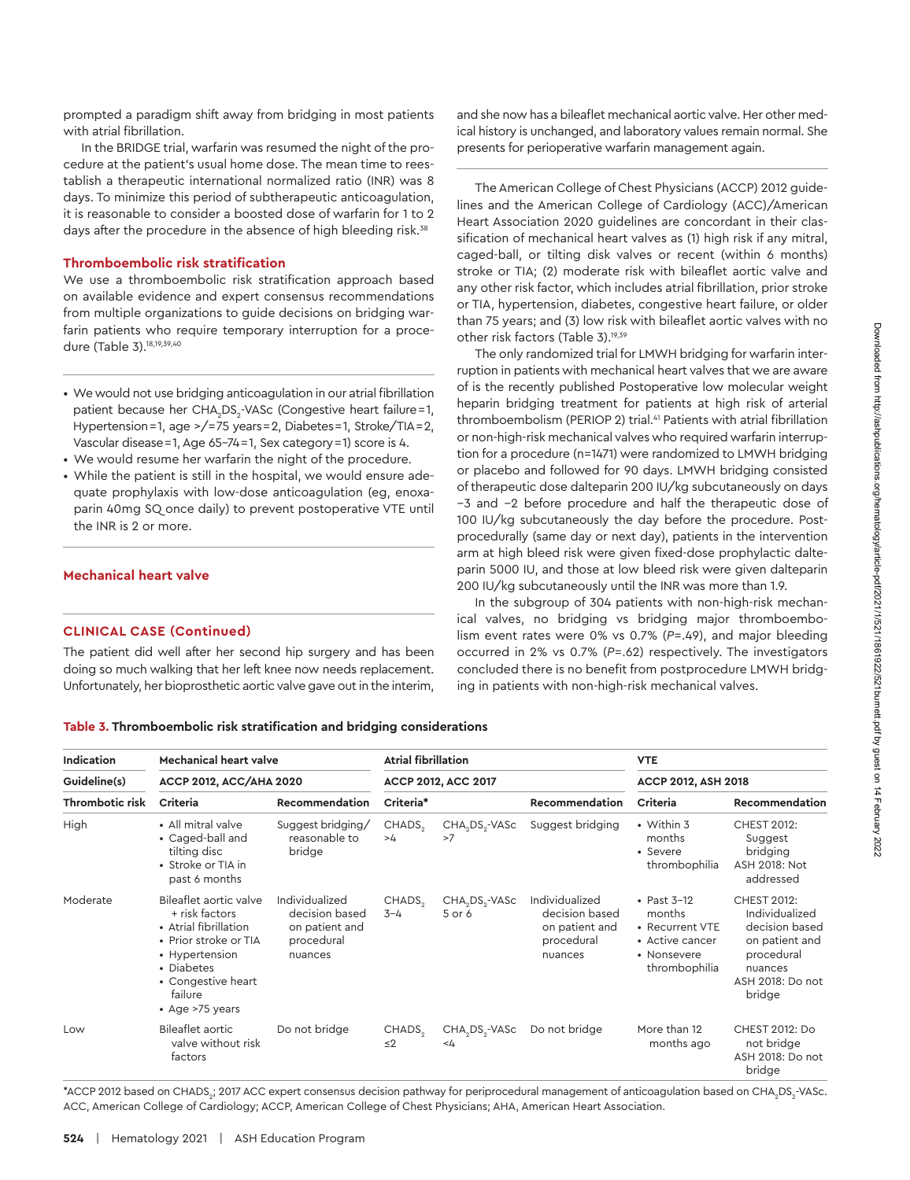prompted a paradigm shift away from bridging in most patients with atrial fibrillation.

In the BRIDGE trial, warfarin was resumed the night of the procedure at the patient's usual home dose. The mean time to reestablish a therapeutic international normalized ratio (INR) was 8 days. To minimize this period of subtherapeutic anticoagulation, it is reasonable to consider a boosted dose of warfarin for 1 to 2 days after the procedure in the absence of high bleeding risk.[38]

### Thromboembolic risk stratification

We use a thromboembolic risk stratification approach based on available evidence and expert consensus recommendations from multiple organizations to guide decisions on bridging warfarin patients who require temporary interruption for a procedure (Table 3).[18,19,39,40]

- We would not use bridging anticoagulation in our atrial fibrillation patient because her $CHA_2DS_2$-VASc (Congestive heart failure = 1, Hypertension = 1, age >/= 75 years = 2, Diabetes = 1, Stroke/TIA = 2, Vascular disease = 1, Age 65–74 = 1, Sex category = 1) score is 4.
- We would resume her warfarin the night of the procedure.
- While the patient is still in the hospital, we would ensure adequate prophylaxis with low-dose anticoagulation (eg, enoxaparin 40mg SQ once daily) to prevent postoperative VTE until the INR is 2 or more.

## Mechanical heart valve

### CLINICAL CASE (Continued)

The patient did well after her second hip surgery and has been doing so much walking that her left knee now needs replacement. Unfortunately, her bioprosthetic aortic valve gave out in the interim, and she now has a bileaflet mechanical aortic valve. Her other medical history is unchanged, and laboratory values remain normal. She presents for perioperative warfarin management again.

The American College of Chest Physicians (ACCP) 2012 guidelines and the American College of Cardiology (ACC)/American Heart Association 2020 guidelines are concordant in their classification of mechanical heart valves as (1) high risk if any mitral, caged-ball, or tilting disk valves or recent (within 6 months) stroke or TIA; (2) moderate risk with bileaflet aortic valve and any other risk factor, which includes atrial fibrillation, prior stroke or TIA, hypertension, diabetes, congestive heart failure, or older than 75 years; and (3) low risk with bileaflet aortic valves with no other risk factors (Table 3).[19,39]

The only randomized trial for LMWH bridging for warfarin interruption in patients with mechanical heart valves that we are aware of is the recently published Postoperative low molecular weight heparin bridging treatment for patients at high risk of arterial thromboembolism (PERIOP 2) trial.[41] Patients with atrial fibrillation or non-high-risk mechanical valves who required warfarin interruption for a procedure (n=1471) were randomized to LMWH bridging or placebo and followed for 90 days. LMWH bridging consisted of therapeutic dose dalteparin 200 IU/kg subcutaneously on days −3 and −2 before procedure and half the therapeutic dose of 100 IU/kg subcutaneously the day before the procedure. Postprocedurally (same day or next day), patients in the intervention arm at high bleed risk were given fixed-dose prophylactic dalteparin 5000 IU, and those at low bleed risk were given dalteparin 200 IU/kg subcutaneously until the INR was more than 1.9.

In the subgroup of 304 patients with non-high-risk mechanical valves, no bridging vs bridging major thromboembolism event rates were 0% vs 0.7% ($P$=.49), and major bleeding occurred in 2% vs 0.7% ($P$=.62) respectively. The investigators concluded there is no benefit from postprocedure LMWH bridging in patients with non-high-risk mechanical valves.

**Table 3. Thromboembolic risk stratification and bridging considerations**

| Indication | Mechanical heart valve | | Atrial fibrillation | | | VTE | |
|---|---|---|---|---|---|---|---|
| Guideline(s) | ACCP 2012, ACC/AHA 2020 | | ACCP 2012, ACC 2017 | | | ACCP 2012, ASH 2018 | |
| Thrombotic risk | Criteria | Recommendation | Criteria* | | Recommendation | Criteria | Recommendation |
| High | • All mitral valve<br>• Caged-ball and tilting disc<br>• Stroke or TIA in past 6 months | Suggest bridging/ reasonable to bridge | $CHADS_2$ >4 | $CHA_2DS_2$-VASc >7 | Suggest bridging | • Within 3 months<br>• Severe thrombophilia | CHEST 2012: Suggest bridging<br>ASH 2018: Not addressed |
| Moderate | Bileaflet aortic valve + risk factors<br>• Atrial fibrillation<br>• Prior stroke or TIA<br>• Hypertension<br>• Diabetes<br>• Congestive heart failure<br>• Age >75 years | Individualized decision based on patient and procedural nuances | $CHADS_2$ 3–4 | $CHA_2DS_2$-VASc 5 or 6 | Individualized decision based on patient and procedural nuances | • Past 3–12 months<br>• Recurrent VTE<br>• Active cancer<br>• Nonsevere thrombophilia | CHEST 2012: Individualized decision based on patient and procedural nuances<br>ASH 2018: Do not bridge |
| Low | Bileaflet aortic valve without risk factors | Do not bridge | $CHADS_2$ ≤2 | $CHA_2DS_2$-VASc <4 | Do not bridge | More than 12 months ago | CHEST 2012: Do not bridge<br>ASH 2018: Do not bridge |

*ACCP 2012 based on $CHADS_2$; 2017 ACC expert consensus decision pathway for periprocedural management of anticoagulation based on $CHA_2DS_2$-VASc. ACC, American College of Cardiology; ACCP, American College of Chest Physicians; AHA, American Heart Association.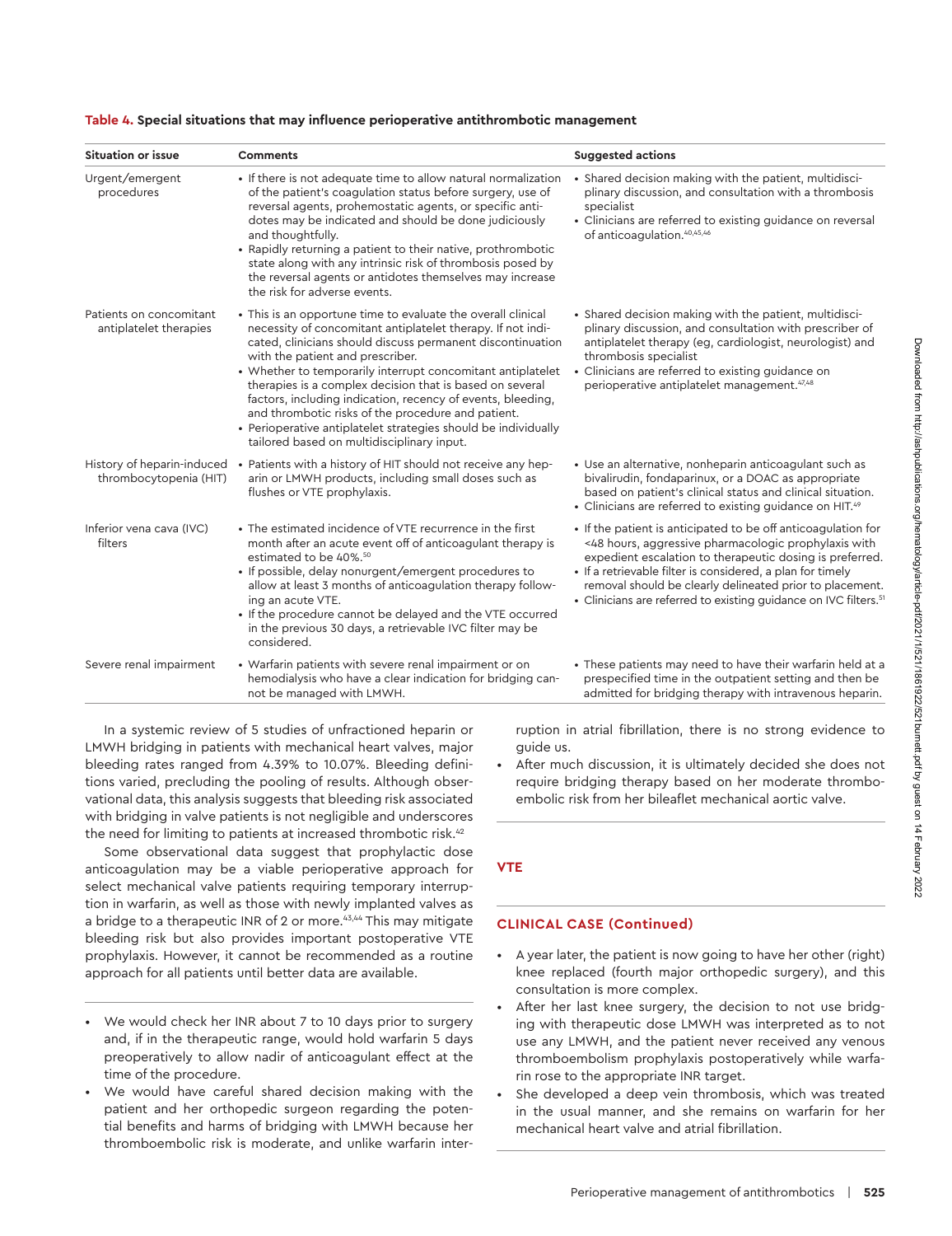**Table 4. Special situations that may influence perioperative antithrombotic management**

| Situation or issue | Comments | Suggested actions |
|---|---|---|
| Urgent/emergent procedures | • If there is not adequate time to allow natural normalization of the patient's coagulation status before surgery, use of reversal agents, prohemostatic agents, or specific antidotes may be indicated and should be done judiciously and thoughtfully.<br>• Rapidly returning a patient to their native, prothrombotic state along with any intrinsic risk of thrombosis posed by the reversal agents or antidotes themselves may increase the risk for adverse events. | • Shared decision making with the patient, multidisciplinary discussion, and consultation with a thrombosis specialist<br>• Clinicians are referred to existing guidance on reversal of anticoagulation.[40,45,46] |
| Patients on concomitant antiplatelet therapies | • This is an opportune time to evaluate the overall clinical necessity of concomitant antiplatelet therapy. If not indicated, clinicians should discuss permanent discontinuation with the patient and prescriber.<br>• Whether to temporarily interrupt concomitant antiplatelet therapies is a complex decision that is based on several factors, including indication, recency of events, bleeding, and thrombotic risks of the procedure and patient.<br>• Perioperative antiplatelet strategies should be individually tailored based on multidisciplinary input. | • Shared decision making with the patient, multidisciplinary discussion, and consultation with prescriber of antiplatelet therapy (eg, cardiologist, neurologist) and thrombosis specialist<br>• Clinicians are referred to existing guidance on perioperative antiplatelet management.[47,48] |
| History of heparin-induced thrombocytopenia (HIT) | • Patients with a history of HIT should not receive any heparin or LMWH products, including small doses such as flushes or VTE prophylaxis. | • Use an alternative, nonheparin anticoagulant such as bivalirudin, fondaparinux, or a DOAC as appropriate based on patient's clinical status and clinical situation.<br>• Clinicians are referred to existing guidance on HIT.[49] |
| Inferior vena cava (IVC) filters | • The estimated incidence of VTE recurrence in the first month after an acute event off of anticoagulant therapy is estimated to be 40%.[50]<br>• If possible, delay nonurgent/emergent procedures to allow at least 3 months of anticoagulation therapy following an acute VTE.<br>• If the procedure cannot be delayed and the VTE occurred in the previous 30 days, a retrievable IVC filter may be considered. | • If the patient is anticipated to be off anticoagulation for <48 hours, aggressive pharmacologic prophylaxis with expedient escalation to therapeutic dosing is preferred.<br>• If a retrievable filter is considered, a plan for timely removal should be clearly delineated prior to placement.<br>• Clinicians are referred to existing guidance on IVC filters.[51] |
| Severe renal impairment | • Warfarin patients with severe renal impairment or on hemodialysis who have a clear indication for bridging cannot be managed with LMWH. | • These patients may need to have their warfarin held at a prespecified time in the outpatient setting and then be admitted for bridging therapy with intravenous heparin. |

In a systemic review of 5 studies of unfractioned heparin or LMWH bridging in patients with mechanical heart valves, major bleeding rates ranged from 4.39% to 10.07%. Bleeding definitions varied, precluding the pooling of results. Although observational data, this analysis suggests that bleeding risk associated with bridging in valve patients is not negligible and underscores the need for limiting to patients at increased thrombotic risk.[42]

Some observational data suggest that prophylactic dose anticoagulation may be a viable perioperative approach for select mechanical valve patients requiring temporary interruption in warfarin, as well as those with newly implanted valves as a bridge to a therapeutic INR of 2 or more.[43,44] This may mitigate bleeding risk but also provides important postoperative VTE prophylaxis. However, it cannot be recommended as a routine approach for all patients until better data are available.

- We would check her INR about 7 to 10 days prior to surgery and, if in the therapeutic range, would hold warfarin 5 days preoperatively to allow nadir of anticoagulant effect at the time of the procedure.
- We would have careful shared decision making with the patient and her orthopedic surgeon regarding the potential benefits and harms of bridging with LMWH because her thromboembolic risk is moderate, and unlike warfarin interruption in atrial fibrillation, there is no strong evidence to guide us.
- After much discussion, it is ultimately decided she does not require bridging therapy based on her moderate thromboembolic risk from her bileaflet mechanical aortic valve.

## VTE

### CLINICAL CASE (Continued)

- A year later, the patient is now going to have her other (right) knee replaced (fourth major orthopedic surgery), and this consultation is more complex.
- After her last knee surgery, the decision to not use bridging with therapeutic dose LMWH was interpreted as to not use any LMWH, and the patient never received any venous thromboembolism prophylaxis postoperatively while warfarin rose to the appropriate INR target.
- She developed a deep vein thrombosis, which was treated in the usual manner, and she remains on warfarin for her mechanical heart valve and atrial fibrillation.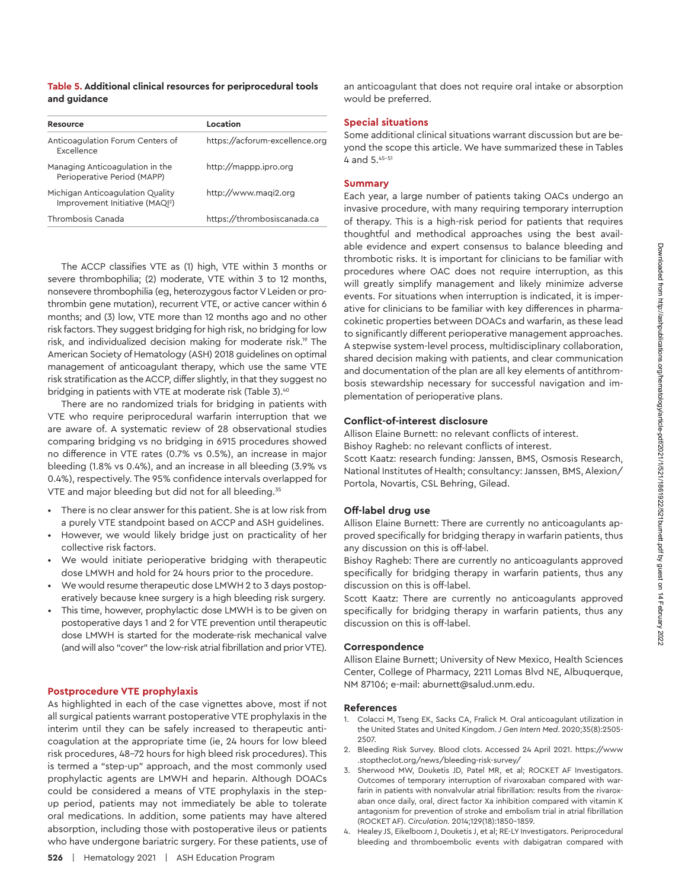**Table 5. Additional clinical resources for periprocedural tools and guidance**

| Resource | Location |
| --- | --- |
| Anticoagulation Forum Centers of Excellence | https://acforum-excellence.org |
| Managing Anticoagulation in the Perioperative Period (MAPP) | http://mappp.ipro.org |
| Michigan Anticoagulation Quality Improvement Initiative (MAQI²) | http://www.maqi2.org |
| Thrombosis Canada | https://thrombosiscanada.ca |

The ACCP classifies VTE as (1) high, VTE within 3 months or severe thrombophilia; (2) moderate, VTE within 3 to 12 months, nonsevere thrombophilia (eg, heterozygous factor V Leiden or prothrombin gene mutation), recurrent VTE, or active cancer within 6 months; and (3) low, VTE more than 12 months ago and no other risk factors. They suggest bridging for high risk, no bridging for low risk, and individualized decision making for moderate risk.[19] The American Society of Hematology (ASH) 2018 guidelines on optimal management of anticoagulant therapy, which use the same VTE risk stratification as the ACCP, differ slightly, in that they suggest no bridging in patients with VTE at moderate risk (Table 3).[40]

There are no randomized trials for bridging in patients with VTE who require periprocedural warfarin interruption that we are aware of. A systematic review of 28 observational studies comparing bridging vs no bridging in 6915 procedures showed no difference in VTE rates (0.7% vs 0.5%), an increase in major bleeding (1.8% vs 0.4%), and an increase in all bleeding (3.9% vs 0.4%), respectively. The 95% confidence intervals overlapped for VTE and major bleeding but did not for all bleeding.[35]

- There is no clear answer for this patient. She is at low risk from a purely VTE standpoint based on ACCP and ASH guidelines.
- However, we would likely bridge just on practicality of her collective risk factors.
- We would initiate perioperative bridging with therapeutic dose LMWH and hold for 24 hours prior to the procedure.
- We would resume therapeutic dose LMWH 2 to 3 days postoperatively because knee surgery is a high bleeding risk surgery.
- This time, however, prophylactic dose LMWH is to be given on postoperative days 1 and 2 for VTE prevention until therapeutic dose LMWH is started for the moderate-risk mechanical valve (and will also "cover" the low-risk atrial fibrillation and prior VTE).

## Postprocedure VTE prophylaxis

As highlighted in each of the case vignettes above, most if not all surgical patients warrant postoperative VTE prophylaxis in the interim until they can be safely increased to therapeutic anticoagulation at the appropriate time (ie, 24 hours for low bleed risk procedures, 48–72 hours for high bleed risk procedures). This is termed a "step-up" approach, and the most commonly used prophylactic agents are LMWH and heparin. Although DOACs could be considered a means of VTE prophylaxis in the step-up period, patients may not immediately be able to tolerate oral medications. In addition, some patients may have altered absorption, including those with postoperative ileus or patients who have undergone bariatric surgery. For these patients, use of an anticoagulant that does not require oral intake or absorption would be preferred.

## Special situations

Some additional clinical situations warrant discussion but are beyond the scope this article. We have summarized these in Tables 4 and 5.[45–51]

## Summary

Each year, a large number of patients taking OACs undergo an invasive procedure, with many requiring temporary interruption of therapy. This is a high-risk period for patients that requires thoughtful and methodical approaches using the best available evidence and expert consensus to balance bleeding and thrombotic risks. It is important for clinicians to be familiar with procedures where OAC does not require interruption, as this will greatly simplify management and likely minimize adverse events. For situations when interruption is indicated, it is imperative for clinicians to be familiar with key differences in pharmacokinetic properties between DOACs and warfarin, as these lead to significantly different perioperative management approaches. A stepwise system-level process, multidisciplinary collaboration, shared decision making with patients, and clear communication and documentation of the plan are all key elements of antithrombosis stewardship necessary for successful navigation and implementation of perioperative plans.

### Conflict-of-interest disclosure

Allison Elaine Burnett: no relevant conflicts of interest.
Bishoy Ragheb: no relevant conflicts of interest.
Scott Kaatz: research funding: Janssen, BMS, Osmosis Research, National Institutes of Health; consultancy: Janssen, BMS, Alexion/Portola, Novartis, CSL Behring, Gilead.

### Off-label drug use

Allison Elaine Burnett: There are currently no anticoagulants approved specifically for bridging therapy in warfarin patients, thus any discussion on this is off-label.
Bishoy Ragheb: There are currently no anticoagulants approved specifically for bridging therapy in warfarin patients, thus any discussion on this is off-label.
Scott Kaatz: There are currently no anticoagulants approved specifically for bridging therapy in warfarin patients, thus any discussion on this is off-label.

### Correspondence

Allison Elaine Burnett; University of New Mexico, Health Sciences Center, College of Pharmacy, 2211 Lomas Blvd NE, Albuquerque, NM 87106; e-mail: aburnett@salud.unm.edu.

### References

1. Colacci M, Tseng EK, Sacks CA, Fralick M. Oral anticoagulant utilization in the United States and United Kingdom. *J Gen Intern Med*. 2020;35(8):2505-2507.
2. Bleeding Risk Survey. Blood clots. Accessed 24 April 2021. https://www.stoptheclot.org/news/bleeding-risk-survey/
3. Sherwood MW, Douketis JD, Patel MR, et al; ROCKET AF Investigators. Outcomes of temporary interruption of rivaroxaban compared with warfarin in patients with nonvalvular atrial fibrillation: results from the rivaroxaban once daily, oral, direct factor Xa inhibition compared with vitamin K antagonism for prevention of stroke and embolism trial in atrial fibrillation (ROCKET AF). *Circulation*. 2014;129(18):1850–1859.
4. Healey JS, Eikelboom J, Douketis J, et al; RE-LY Investigators. Periprocedural bleeding and thromboembolic events with dabigatran compared with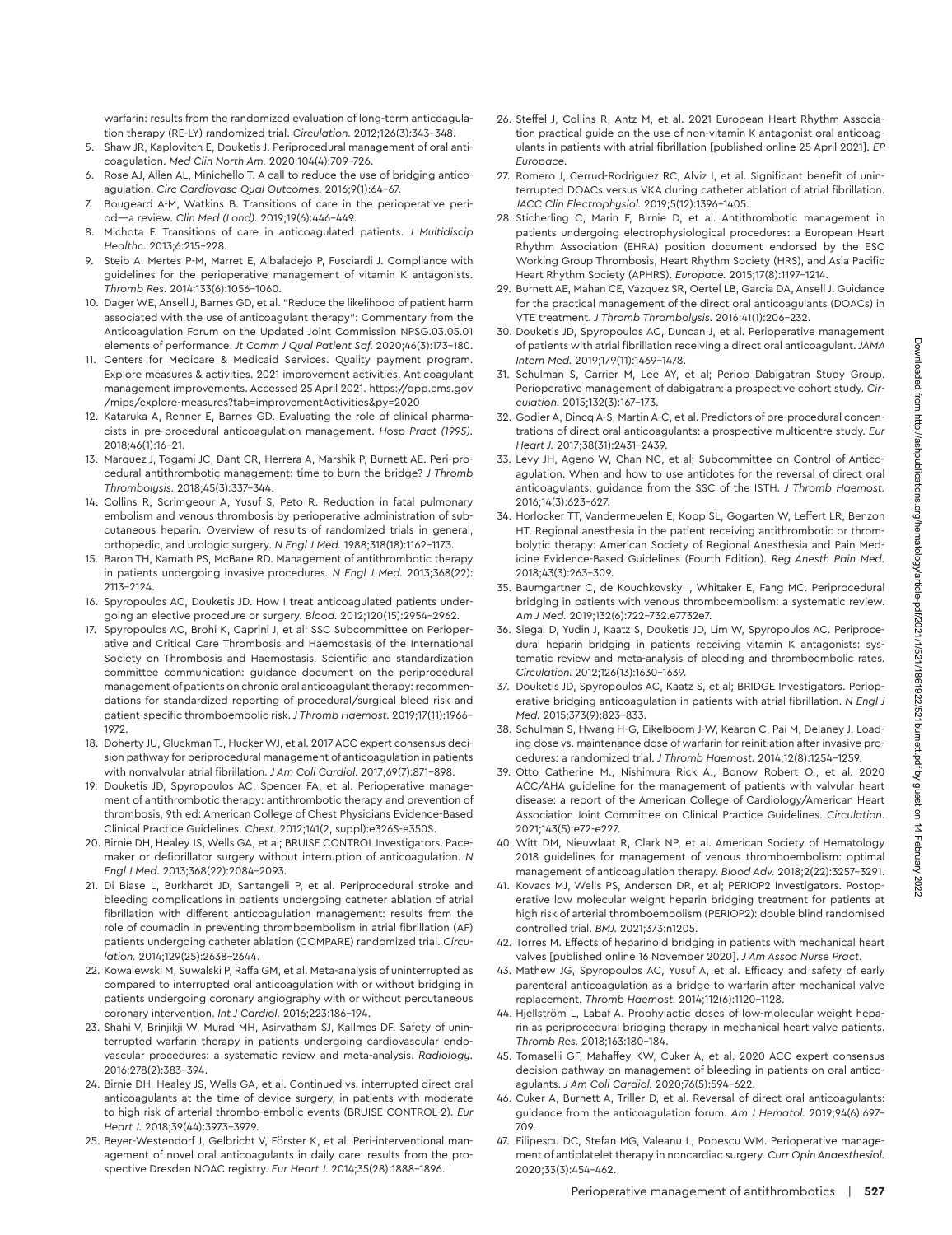warfarin: results from the randomized evaluation of long-term anticoagulation therapy (RE-LY) randomized trial. *Circulation*. 2012;126(3):343–348.

5. Shaw JR, Kaplovitch E, Douketis J. Periprocedural management of oral anticoagulation. *Med Clin North Am*. 2020;104(4):709–726.
6. Rose AJ, Allen AL, Minichello T. A call to reduce the use of bridging anticoagulation. *Circ Cardiovasc Qual Outcomes*. 2016;9(1):64–67.
7. Bougeard A-M, Watkins B. Transitions of care in the perioperative period—a review. *Clin Med (Lond)*. 2019;19(6):446–449.
8. Michota F. Transitions of care in anticoagulated patients. *J Multidiscip Healthc*. 2013;6:215–228.
9. Steib A, Mertes P-M, Marret E, Albaladejo P, Fusciardi J. Compliance with guidelines for the perioperative management of vitamin K antagonists. *Thromb Res*. 2014;133(6):1056–1060.
10. Dager WE, Ansell J, Barnes GD, et al. "Reduce the likelihood of patient harm associated with the use of anticoagulant therapy": Commentary from the Anticoagulation Forum on the Updated Joint Commission NPSG.03.05.01 elements of performance. *Jt Comm J Qual Patient Saf*. 2020;46(3):173–180.
11. Centers for Medicare & Medicaid Services. Quality payment program. Explore measures & activities. 2021 improvement activities. Anticoagulant management improvements. Accessed 25 April 2021. https://qpp.cms.gov/mips/explore-measures?tab=improvementActivities&py=2020
12. Kataruka A, Renner E, Barnes GD. Evaluating the role of clinical pharmacists in pre-procedural anticoagulation management. *Hosp Pract (1995)*. 2018;46(1):16–21.
13. Marquez J, Togami JC, Dant CR, Herrera A, Marshik P, Burnett AE. Peri-procedural antithrombotic management: time to burn the bridge? *J Thromb Thrombolysis*. 2018;45(3):337–344.
14. Collins R, Scrimgeour A, Yusuf S, Peto R. Reduction in fatal pulmonary embolism and venous thrombosis by perioperative administration of subcutaneous heparin. Overview of results of randomized trials in general, orthopedic, and urologic surgery. *N Engl J Med*. 1988;318(18):1162–1173.
15. Baron TH, Kamath PS, McBane RD. Management of antithrombotic therapy in patients undergoing invasive procedures. *N Engl J Med*. 2013;368(22):2113–2124.
16. Spyropoulos AC, Douketis JD. How I treat anticoagulated patients undergoing an elective procedure or surgery. *Blood*. 2012;120(15):2954–2962.
17. Spyropoulos AC, Brohi K, Caprini J, et al; SSC Subcommittee on Perioperative and Critical Care Thrombosis and Haemostasis of the International Society on Thrombosis and Haemostasis. Scientific and standardization committee communication: guidance document on the periprocedural management of patients on chronic oral anticoagulant therapy: recommendations for standardized reporting of procedural/surgical bleed risk and patient-specific thromboembolic risk. *J Thromb Haemost*. 2019;17(11):1966–1972.
18. Doherty JU, Gluckman TJ, Hucker WJ, et al. 2017 ACC expert consensus decision pathway for periprocedural management of anticoagulation in patients with nonvalvular atrial fibrillation. *J Am Coll Cardiol*. 2017;69(7):871–898.
19. Douketis JD, Spyropoulos AC, Spencer FA, et al. Perioperative management of antithrombotic therapy: antithrombotic therapy and prevention of thrombosis, 9th ed: American College of Chest Physicians Evidence-Based Clinical Practice Guidelines. *Chest*. 2012;141(2, suppl):e326S-e350S.
20. Birnie DH, Healey JS, Wells GA, et al; BRUISE CONTROL Investigators. Pacemaker or defibrillator surgery without interruption of anticoagulation. *N Engl J Med*. 2013;368(22):2084–2093.
21. Di Biase L, Burkhardt JD, Santangeli P, et al. Periprocedural stroke and bleeding complications in patients undergoing catheter ablation of atrial fibrillation with different anticoagulation management: results from the role of coumadin in preventing thromboembolism in atrial fibrillation (AF) patients undergoing catheter ablation (COMPARE) randomized trial. *Circulation*. 2014;129(25):2638–2644.
22. Kowalewski M, Suwalski P, Raffa GM, et al. Meta-analysis of uninterrupted as compared to interrupted oral anticoagulation with or without bridging in patients undergoing coronary angiography with or without percutaneous coronary intervention. *Int J Cardiol*. 2016;223:186–194.
23. Shahi V, Brinjikji W, Murad MH, Asirvatham SJ, Kallmes DF. Safety of uninterrupted warfarin therapy in patients undergoing cardiovascular endovascular procedures: a systematic review and meta-analysis. *Radiology*. 2016;278(2):383–394.
24. Birnie DH, Healey JS, Wells GA, et al. Continued vs. interrupted direct oral anticoagulants at the time of device surgery, in patients with moderate to high risk of arterial thrombo-embolic events (BRUISE CONTROL-2). *Eur Heart J*. 2018;39(44):3973–3979.
25. Beyer-Westendorf J, Gelbricht V, Förster K, et al. Peri-interventional management of novel oral anticoagulants in daily care: results from the prospective Dresden NOAC registry. *Eur Heart J*. 2014;35(28):1888–1896.
26. Steffel J, Collins R, Antz M, et al. 2021 European Heart Rhythm Association practical guide on the use of non-vitamin K antagonist oral anticoagulants in patients with atrial fibrillation [published online 25 April 2021]. *EP Europace*.
27. Romero J, Cerrud-Rodriguez RC, Alviz I, et al. Significant benefit of uninterrupted DOACs versus VKA during catheter ablation of atrial fibrillation. *JACC Clin Electrophysiol*. 2019;5(12):1396–1405.
28. Sticherling C, Marin F, Birnie D, et al. Antithrombotic management in patients undergoing electrophysiological procedures: a European Heart Rhythm Association (EHRA) position document endorsed by the ESC Working Group Thrombosis, Heart Rhythm Society (HRS), and Asia Pacific Heart Rhythm Society (APHRS). *Europace*. 2015;17(8):1197–1214.
29. Burnett AE, Mahan CE, Vazquez SR, Oertel LB, Garcia DA, Ansell J. Guidance for the practical management of the direct oral anticoagulants (DOACs) in VTE treatment. *J Thromb Thrombolysis*. 2016;41(1):206–232.
30. Douketis JD, Spyropoulos AC, Duncan J, et al. Perioperative management of patients with atrial fibrillation receiving a direct oral anticoagulant. *JAMA Intern Med*. 2019;179(11):1469–1478.
31. Schulman S, Carrier M, Lee AY, et al; Periop Dabigatran Study Group. Perioperative management of dabigatran: a prospective cohort study. *Circulation*. 2015;132(3):167–173.
32. Godier A, Dincq A-S, Martin A-C, et al. Predictors of pre-procedural concentrations of direct oral anticoagulants: a prospective multicentre study. *Eur Heart J*. 2017;38(31):2431–2439.
33. Levy JH, Ageno W, Chan NC, et al; Subcommittee on Control of Anticoagulation. When and how to use antidotes for the reversal of direct oral anticoagulants: guidance from the SSC of the ISTH. *J Thromb Haemost*. 2016;14(3):623–627.
34. Horlocker TT, Vandermeuelen E, Kopp SL, Gogarten W, Leffert LR, Benzon HT. Regional anesthesia in the patient receiving antithrombotic or thrombolytic therapy: American Society of Regional Anesthesia and Pain Medicine Evidence-Based Guidelines (Fourth Edition). *Reg Anesth Pain Med*. 2018;43(3):263–309.
35. Baumgartner C, de Kouchkovsky I, Whitaker E, Fang MC. Periprocedural bridging in patients with venous thromboembolism: a systematic review. *Am J Med*. 2019;132(6):722–732.e7732e7.
36. Siegal D, Yudin J, Kaatz S, Douketis JD, Lim W, Spyropoulos AC. Periprocedural heparin bridging in patients receiving vitamin K antagonists: systematic review and meta-analysis of bleeding and thromboembolic rates. *Circulation*. 2012;126(13):1630–1639.
37. Douketis JD, Spyropoulos AC, Kaatz S, et al; BRIDGE Investigators. Perioperative bridging anticoagulation in patients with atrial fibrillation. *N Engl J Med*. 2015;373(9):823–833.
38. Schulman S, Hwang H-G, Eikelboom J-W, Kearon C, Pai M, Delaney J. Loading dose vs. maintenance dose of warfarin for reinitiation after invasive procedures: a randomized trial. *J Thromb Haemost*. 2014;12(8):1254–1259.
39. Otto Catherine M., Nishimura Rick A., Bonow Robert O., et al. 2020 ACC/AHA guideline for the management of patients with valvular heart disease: a report of the American College of Cardiology/American Heart Association Joint Committee on Clinical Practice Guidelines. *Circulation*. 2021;143(5):e72-e227.
40. Witt DM, Nieuwlaat R, Clark NP, et al. American Society of Hematology 2018 guidelines for management of venous thromboembolism: optimal management of anticoagulation therapy. *Blood Adv*. 2018;2(22):3257–3291.
41. Kovacs MJ, Wells PS, Anderson DR, et al; PERIOP2 Investigators. Postoperative low molecular weight heparin bridging treatment for patients at high risk of arterial thromboembolism (PERIOP2): double blind randomised controlled trial. *BMJ*. 2021;373:n1205.
42. Torres M. Effects of heparinoid bridging in patients with mechanical heart valves [published online 16 November 2020]. *J Am Assoc Nurse Pract*.
43. Mathew JG, Spyropoulos AC, Yusuf A, et al. Efficacy and safety of early parenteral anticoagulation as a bridge to warfarin after mechanical valve replacement. *Thromb Haemost*. 2014;112(6):1120–1128.
44. Hjellström L, Labaf A. Prophylactic doses of low-molecular weight heparin as periprocedural bridging therapy in mechanical heart valve patients. *Thromb Res*. 2018;163:180–184.
45. Tomaselli GF, Mahaffey KW, Cuker A, et al. 2020 ACC expert consensus decision pathway on management of bleeding in patients on oral anticoagulants. *J Am Coll Cardiol*. 2020;76(5):594–622.
46. Cuker A, Burnett A, Triller D, et al. Reversal of direct oral anticoagulants: guidance from the anticoagulation forum. *Am J Hematol*. 2019;94(6):697–709.
47. Filipescu DC, Stefan MG, Valeanu L, Popescu WM. Perioperative management of antiplatelet therapy in noncardiac surgery. *Curr Opin Anaesthesiol*. 2020;33(3):454–462.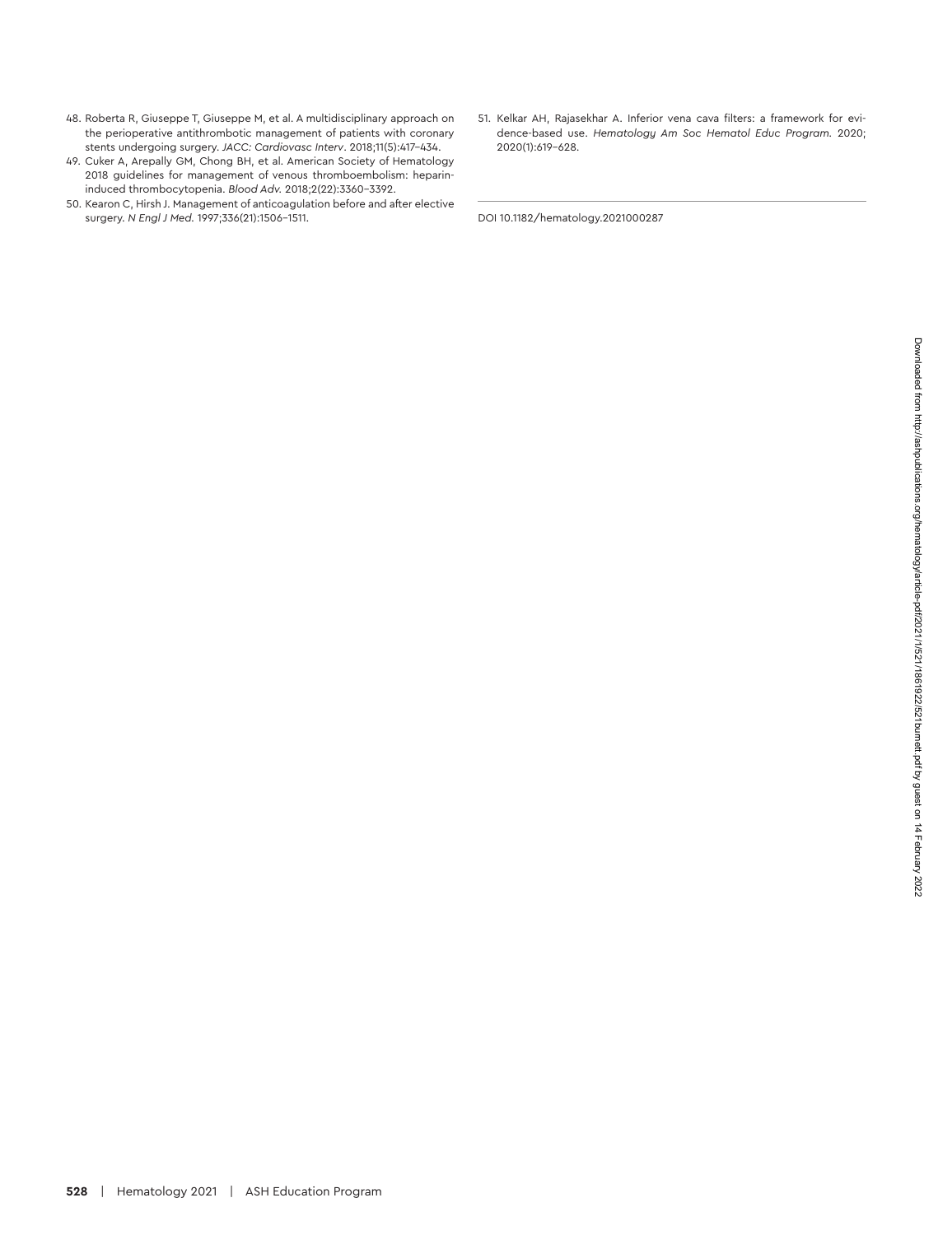48. Roberta R, Giuseppe T, Giuseppe M, et al. A multidisciplinary approach on the perioperative antithrombotic management of patients with coronary stents undergoing surgery. *JACC: Cardiovasc Interv*. 2018;11(5):417–434.
49. Cuker A, Arepally GM, Chong BH, et al. American Society of Hematology 2018 guidelines for management of venous thromboembolism: heparin-induced thrombocytopenia. *Blood Adv.* 2018;2(22):3360–3392.
50. Kearon C, Hirsh J. Management of anticoagulation before and after elective surgery. *N Engl J Med.* 1997;336(21):1506–1511.
51. Kelkar AH, Rajasekhar A. Inferior vena cava filters: a framework for evidence-based use. *Hematology Am Soc Hematol Educ Program.* 2020; 2020(1):619–628.

DOI 10.1182/hematology.2021000287